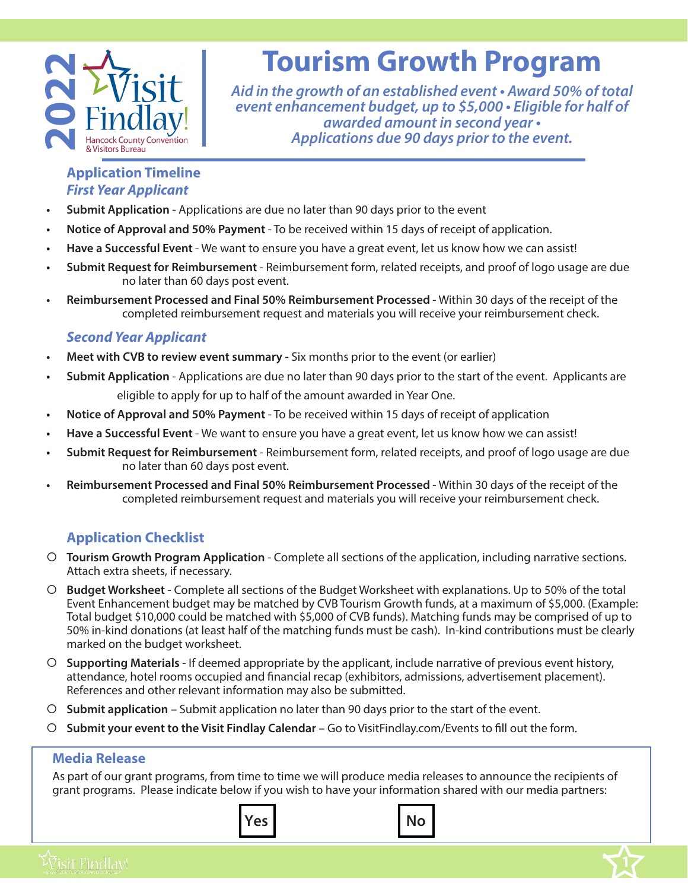2022 Visit Findlay! Hancock County Convention & Visitors Bureau

# Tourism Growth Program

*Aid in the growth of an established event • Award 50% of total event enhancement budget, up to $5,000 • Eligible for half of awarded amount in second year • Applications due 90 days prior to the event.*

## Application Timeline

### *First Year Applicant*

- **Submit Application** - Applications are due no later than 90 days prior to the event
- **Notice of Approval and 50% Payment** - To be received within 15 days of receipt of application.
- **Have a Successful Event** - We want to ensure you have a great event, let us know how we can assist!
- **Submit Request for Reimbursement** - Reimbursement form, related receipts, and proof of logo usage are due no later than 60 days post event.
- **Reimbursement Processed and Final 50% Reimbursement Processed** - Within 30 days of the receipt of the completed reimbursement request and materials you will receive your reimbursement check.

### *Second Year Applicant*

- **Meet with CVB to review event summary -** Six months prior to the event (or earlier)
- **Submit Application** - Applications are due no later than 90 days prior to the start of the event. Applicants are eligible to apply for up to half of the amount awarded in Year One.
- **Notice of Approval and 50% Payment** - To be received within 15 days of receipt of application
- **Have a Successful Event** - We want to ensure you have a great event, let us know how we can assist!
- **Submit Request for Reimbursement** - Reimbursement form, related receipts, and proof of logo usage are due no later than 60 days post event.
- **Reimbursement Processed and Final 50% Reimbursement Processed** - Within 30 days of the receipt of the completed reimbursement request and materials you will receive your reimbursement check.

## Application Checklist

- ○ **Tourism Growth Program Application** - Complete all sections of the application, including narrative sections. Attach extra sheets, if necessary.
- ○ **Budget Worksheet** - Complete all sections of the Budget Worksheet with explanations. Up to 50% of the total Event Enhancement budget may be matched by CVB Tourism Growth funds, at a maximum of $5,000. (Example: Total budget $10,000 could be matched with $5,000 of CVB funds). Matching funds may be comprised of up to 50% in-kind donations (at least half of the matching funds must be cash). In-kind contributions must be clearly marked on the budget worksheet.
- ○ **Supporting Materials** - If deemed appropriate by the applicant, include narrative of previous event history, attendance, hotel rooms occupied and financial recap (exhibitors, admissions, advertisement placement). References and other relevant information may also be submitted.
- ○ **Submit application** – Submit application no later than 90 days prior to the start of the event.
- ○ **Submit your event to the Visit Findlay Calendar** – Go to VisitFindlay.com/Events to fill out the form.

## Media Release

As part of our grant programs, from time to time we will produce media releases to announce the recipients of grant programs. Please indicate below if you wish to have your information shared with our media partners:

**Yes** **No**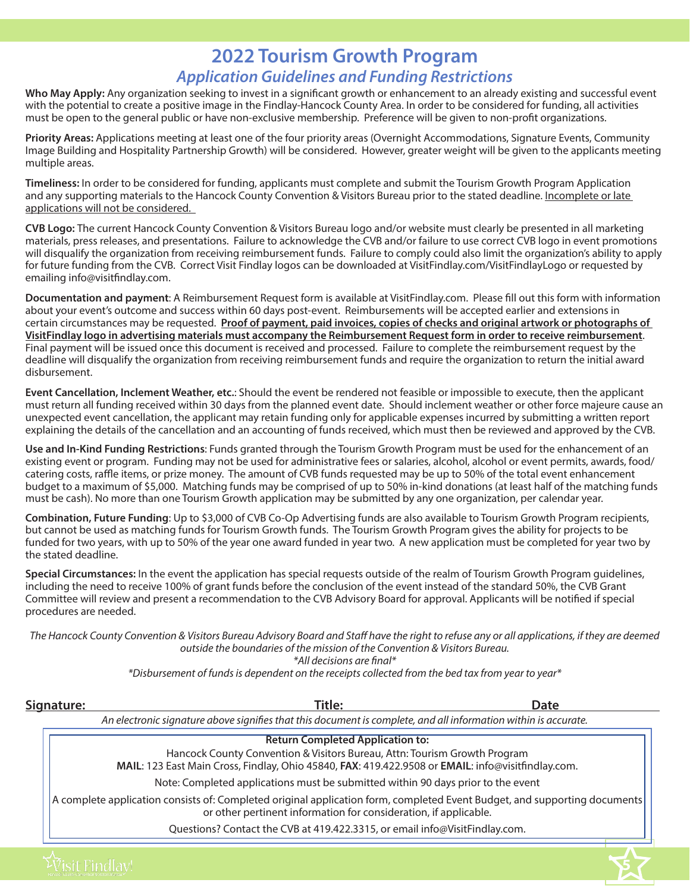# 2022 Tourism Growth Program

## *Application Guidelines and Funding Restrictions*

**Who May Apply:** Any organization seeking to invest in a significant growth or enhancement to an already existing and successful event with the potential to create a positive image in the Findlay-Hancock County Area. In order to be considered for funding, all activities must be open to the general public or have non-exclusive membership. Preference will be given to non-profit organizations.

**Priority Areas:** Applications meeting at least one of the four priority areas (Overnight Accommodations, Signature Events, Community Image Building and Hospitality Partnership Growth) will be considered. However, greater weight will be given to the applicants meeting multiple areas.

**Timeliness:** In order to be considered for funding, applicants must complete and submit the Tourism Growth Program Application and any supporting materials to the Hancock County Convention & Visitors Bureau prior to the stated deadline. <u>Incomplete or late applications will not be considered.</u>

**CVB Logo:** The current Hancock County Convention & Visitors Bureau logo and/or website must clearly be presented in all marketing materials, press releases, and presentations. Failure to acknowledge the CVB and/or failure to use correct CVB logo in event promotions will disqualify the organization from receiving reimbursement funds. Failure to comply could also limit the organization's ability to apply for future funding from the CVB. Correct Visit Findlay logos can be downloaded at VisitFindlay.com/VisitFindlayLogo or requested by emailing info@visitfindlay.com.

**Documentation and payment**: A Reimbursement Request form is available at VisitFindlay.com. Please fill out this form with information about your event's outcome and success within 60 days post-event. Reimbursements will be accepted earlier and extensions in certain circumstances may be requested. **<u>Proof of payment, paid invoices, copies of checks and original artwork or photographs of VisitFindlay logo in advertising materials must accompany the Reimbursement Request form in order to receive reimbursement</u>**. Final payment will be issued once this document is received and processed. Failure to complete the reimbursement request by the deadline will disqualify the organization from receiving reimbursement funds and require the organization to return the initial award disbursement.

**Event Cancellation, Inclement Weather, etc.**: Should the event be rendered not feasible or impossible to execute, then the applicant must return all funding received within 30 days from the planned event date. Should inclement weather or other force majeure cause an unexpected event cancellation, the applicant may retain funding only for applicable expenses incurred by submitting a written report explaining the details of the cancellation and an accounting of funds received, which must then be reviewed and approved by the CVB.

**Use and In-Kind Funding Restrictions**: Funds granted through the Tourism Growth Program must be used for the enhancement of an existing event or program. Funding may not be used for administrative fees or salaries, alcohol, alcohol or event permits, awards, food/catering costs, raffle items, or prize money. The amount of CVB funds requested may be up to 50% of the total event enhancement budget to a maximum of $5,000. Matching funds may be comprised of up to 50% in-kind donations (at least half of the matching funds must be cash). No more than one Tourism Growth application may be submitted by any one organization, per calendar year.

**Combination, Future Funding**: Up to $3,000 of CVB Co-Op Advertising funds are also available to Tourism Growth Program recipients, but cannot be used as matching funds for Tourism Growth funds. The Tourism Growth Program gives the ability for projects to be funded for two years, with up to 50% of the year one award funded in year two. A new application must be completed for year two by the stated deadline.

**Special Circumstances:** In the event the application has special requests outside of the realm of Tourism Growth Program guidelines, including the need to receive 100% of grant funds before the conclusion of the event instead of the standard 50%, the CVB Grant Committee will review and present a recommendation to the CVB Advisory Board for approval. Applicants will be notified if special procedures are needed.

*The Hancock County Convention & Visitors Bureau Advisory Board and Staff have the right to refuse any or all applications, if they are deemed outside the boundaries of the mission of the Convention & Visitors Bureau.*

*\*All decisions are final\**

*\*Disbursement of funds is dependent on the receipts collected from the bed tax from year to year\**

**Signature:** **Title:** **Date**

*An electronic signature above signifies that this document is complete, and all information within is accurate.*

**Return Completed Application to:**

Hancock County Convention & Visitors Bureau, Attn: Tourism Growth Program

**MAIL**: 123 East Main Cross, Findlay, Ohio 45840, **FAX**: 419.422.9508 or **EMAIL**: info@visitfindlay.com.

Note: Completed applications must be submitted within 90 days prior to the event

A complete application consists of: Completed original application form, completed Event Budget, and supporting documents or other pertinent information for consideration, if applicable.

Questions? Contact the CVB at 419.422.3315, or email info@VisitFindlay.com.